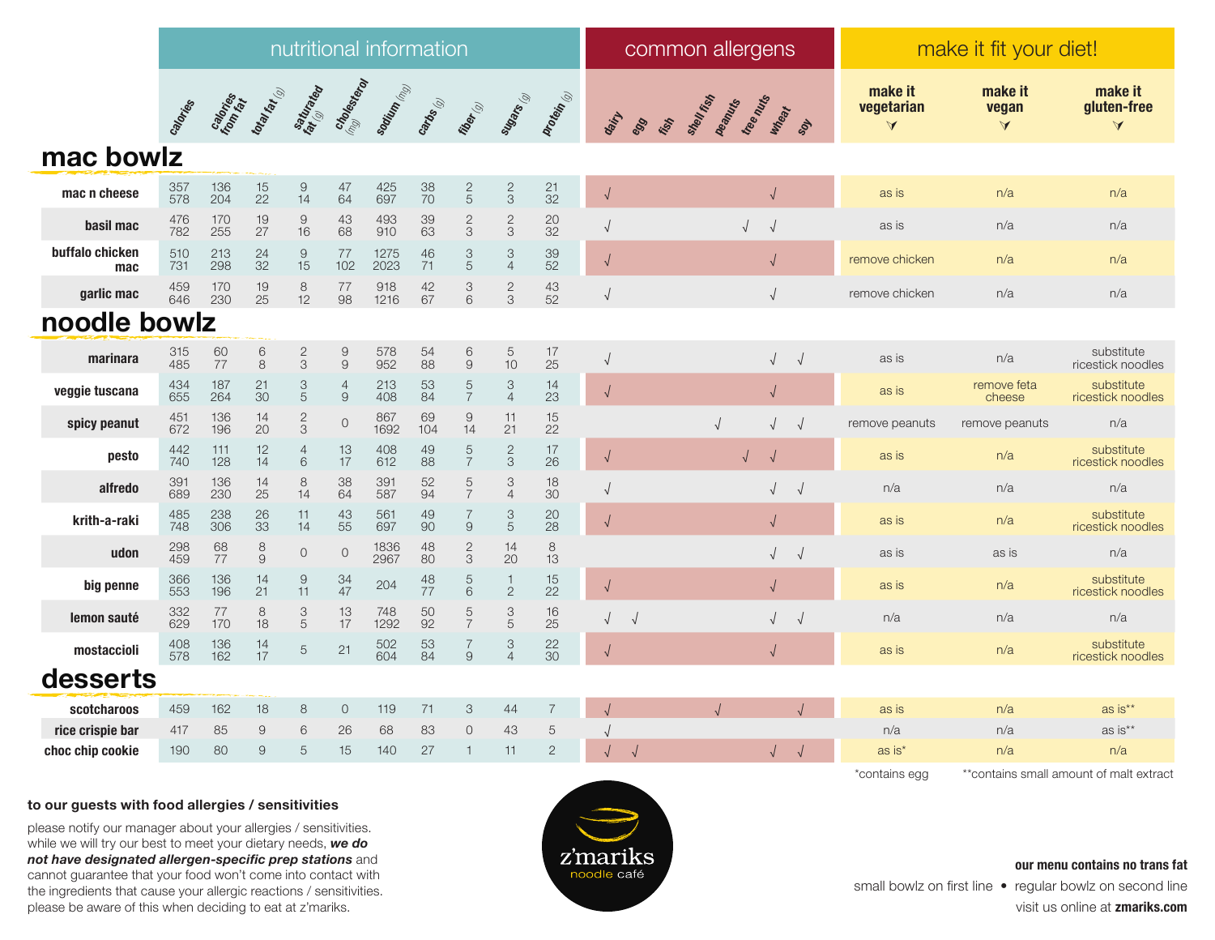| | nutritional information | | | | | | | | | | common allergens | | | | | | | | make it fit your diet! | | |
|---|---|---|---|---|---|---|---|---|---|---|---|---|---|---|---|---|---|---|---|---|---|
| | calories | calories from fat | total fat (g) | saturated fat (g) | cholesterol (mg) | sodium (mg) | carbs (g) | fiber (g) | sugars (g) | protein (g) | dairy | egg | fish | shell fish | peanuts | tree nuts | wheat | soy | make it vegetarian | make it vegan | make it gluten-free |
| **mac bowlz** | | | | | | | | | | | | | | | | | | | | | |
| **mac n cheese** | 357 / 578 | 136 / 204 | 15 / 22 | 9 / 14 | 47 / 64 | 425 / 697 | 38 / 70 | 2 / 5 | 2 / 3 | 21 / 32 | √ | | | | | | √ | | as is | n/a | n/a |
| **basil mac** | 476 / 782 | 170 / 255 | 19 / 27 | 9 / 16 | 43 / 68 | 493 / 910 | 39 / 63 | 2 / 3 | 2 / 3 | 20 / 32 | √ | | | | | √ | √ | | as is | n/a | n/a |
| **buffalo chicken mac** | 510 / 731 | 213 / 298 | 24 / 32 | 9 / 15 | 77 / 102 | 1275 / 2023 | 46 / 71 | 3 / 5 | 3 / 4 | 39 / 52 | √ | | | | | | √ | | remove chicken | n/a | n/a |
| **garlic mac** | 459 / 646 | 170 / 230 | 19 / 25 | 8 / 12 | 77 / 98 | 918 / 1216 | 42 / 67 | 3 / 6 | 2 / 3 | 43 / 52 | √ | | | | | | √ | | remove chicken | n/a | n/a |
| **noodle bowlz** | | | | | | | | | | | | | | | | | | | | | |
| **marinara** | 315 / 485 | 60 / 77 | 6 / 8 | 2 / 3 | 9 / 9 | 578 / 952 | 54 / 88 | 6 / 9 | 5 / 10 | 17 / 25 | √ | | | | | | √ | √ | as is | n/a | substitute ricestick noodles |
| **veggie tuscana** | 434 / 655 | 187 / 264 | 21 / 30 | 3 / 5 | 4 / 9 | 213 / 408 | 53 / 84 | 5 / 7 | 3 / 4 | 14 / 23 | √ | | | | | | √ | | as is | remove feta cheese | substitute ricestick noodles |
| **spicy peanut** | 451 / 672 | 136 / 196 | 14 / 20 | 2 / 3 | 0 | 867 / 1692 | 69 / 104 | 9 / 14 | 11 / 21 | 15 / 22 | | | | | √ | | √ | √ | remove peanuts | remove peanuts | n/a |
| **pesto** | 442 / 740 | 111 / 128 | 12 / 14 | 4 / 6 | 13 / 17 | 408 / 612 | 49 / 88 | 5 / 7 | 2 / 3 | 17 / 26 | √ | | | | | √ | √ | | as is | n/a | substitute ricestick noodles |
| **alfredo** | 391 / 689 | 136 / 230 | 14 / 25 | 8 / 14 | 38 / 64 | 391 / 587 | 52 / 94 | 5 / 7 | 3 / 4 | 18 / 30 | √ | | | | | | √ | √ | n/a | n/a | n/a |
| **krith-a-raki** | 485 / 748 | 238 / 306 | 26 / 33 | 11 / 14 | 43 / 55 | 561 / 697 | 49 / 90 | 7 / 9 | 3 / 5 | 20 / 28 | √ | | | | | | √ | | as is | n/a | substitute ricestick noodles |
| **udon** | 298 / 459 | 68 / 77 | 8 / 9 | 0 | 0 | 1836 / 2967 | 48 / 80 | 2 / 3 | 14 / 20 | 8 / 13 | | | | | | | √ | √ | as is | as is | n/a |
| **big penne** | 366 / 553 | 136 / 196 | 14 / 21 | 9 / 11 | 34 / 47 | 204 | 48 / 77 | 5 / 6 | 1 / 2 | 15 / 22 | √ | | | | | | √ | | as is | n/a | substitute ricestick noodles |
| **lemon sauté** | 332 / 629 | 77 / 170 | 8 / 18 | 3 / 5 | 13 / 17 | 748 / 1292 | 50 / 92 | 5 / 7 | 3 / 5 | 16 / 25 | √ | √ | | | | | √ | √ | n/a | n/a | n/a |
| **mostaccioli** | 408 / 578 | 136 / 162 | 14 / 17 | 5 | 21 | 502 / 604 | 53 / 84 | 7 / 9 | 3 / 4 | 22 / 30 | √ | | | | | | √ | | as is | n/a | substitute ricestick noodles |
| **desserts** | | | | | | | | | | | | | | | | | | | | | |
| **scotcharoos** | 459 | 162 | 18 | 8 | 0 | 119 | 71 | 3 | 44 | 7 | √ | | | | √ | | | √ | as is | n/a | as is** |
| **rice crispie bar** | 417 | 85 | 9 | 6 | 26 | 68 | 83 | 0 | 43 | 5 | √ | | | | | | | | n/a | n/a | as is** |
| **choc chip cookie** | 190 | 80 | 9 | 5 | 15 | 140 | 27 | 1 | 11 | 2 | √ | √ | | | | | √ | √ | as is* | n/a | n/a |

*contains egg **contains small amount of malt extract

### to our guests with food allergies / sensitivities

please notify our manager about your allergies / sensitivities. while we will try our best to meet your dietary needs, ***we do not have designated allergen-specific prep stations*** and cannot guarantee that your food won't come into contact with the ingredients that cause your allergic reactions / sensitivities. please be aware of this when deciding to eat at z'mariks.

z'mariks noodle café

**our menu contains no trans fat**

small bowlz on first line • regular bowlz on second line

visit us online at **zmariks.com**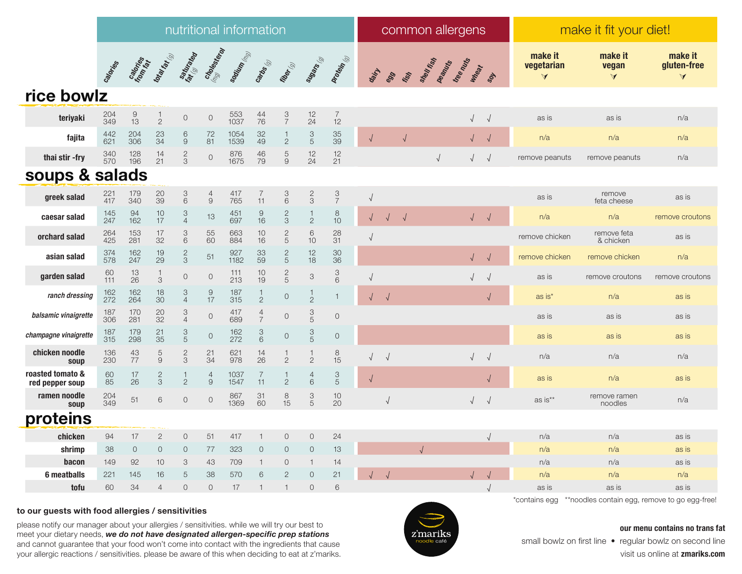| | nutritional information | | | | | | | | | | common allergens | | | | | | | | make it fit your diet! | | |
|---|---|---|---|---|---|---|---|---|---|---|---|---|---|---|---|---|---|---|---|---|---|
| | calories | calories from fat | total fat (g) | saturated fat (g) | cholesterol (mg) | sodium (mg) | carbs (g) | fiber (g) | sugars (g) | protein (g) | dairy | egg | fish | shell fish | peanuts | tree nuts | wheat | soy | make it vegetarian | make it vegan | make it gluten-free |
| **rice bowlz** | | | | | | | | | | | | | | | | | | | | | |
| **teriyaki** | 204<br>349 | 9<br>13 | 1<br>2 | 0 | 0 | 553<br>1037 | 44<br>76 | 3<br>7 | 12<br>24 | 7<br>12 | | | | | | | √ | √ | as is | as is | n/a |
| **fajita** | 442<br>621 | 204<br>306 | 23<br>34 | 6<br>9 | 72<br>81 | 1054<br>1539 | 32<br>49 | 1<br>2 | 3<br>5 | 35<br>39 | √ | | √ | | | | √ | √ | n/a | n/a | n/a |
| **thai stir -fry** | 340<br>570 | 128<br>196 | 14<br>21 | 2<br>3 | 0 | 876<br>1675 | 46<br>79 | 5<br>9 | 12<br>24 | 12<br>21 | | | | | √ | | √ | √ | remove peanuts | remove peanuts | n/a |
| **soups & salads** | | | | | | | | | | | | | | | | | | | | | |
| **greek salad** | 221<br>417 | 179<br>340 | 20<br>39 | 3<br>6 | 4<br>9 | 417<br>765 | 7<br>11 | 3<br>6 | 2<br>3 | 3<br>7 | √ | | | | | | | | as is | remove feta cheese | as is |
| **caesar salad** | 145<br>247 | 94<br>162 | 10<br>17 | 3<br>4 | 13 | 451<br>697 | 9<br>16 | 2<br>3 | 1<br>2 | 8<br>10 | √ | √ | √ | | | | √ | √ | n/a | n/a | remove croutons |
| **orchard salad** | 264<br>425 | 153<br>281 | 17<br>32 | 3<br>6 | 55<br>60 | 663<br>884 | 10<br>16 | 2<br>5 | 6<br>10 | 28<br>31 | √ | | | | | | | | remove chicken | remove feta & chicken | as is |
| **asian salad** | 374<br>578 | 162<br>247 | 19<br>29 | 2<br>3 | 51 | 927<br>1182 | 33<br>59 | 2<br>5 | 12<br>18 | 30<br>36 | | | | | | | √ | √ | remove chicken | remove chicken | n/a |
| **garden salad** | 60<br>111 | 13<br>26 | 1<br>3 | 0 | 0 | 111<br>213 | 10<br>19 | 2<br>5 | 3 | 3<br>6 | √ | | | | | | √ | √ | as is | remove croutons | remove croutons |
| *ranch dressing* | 162<br>272 | 162<br>264 | 18<br>30 | 3<br>4 | 9<br>17 | 187<br>315 | 1<br>2 | 0 | 1<br>2 | 1 | √ | √ | | | | | | √ | as is* | n/a | as is |
| *balsamic vinaigrette* | 187<br>306 | 170<br>281 | 20<br>32 | 3<br>4 | 0 | 417<br>689 | 4<br>7 | 0 | 3<br>5 | 0 | | | | | | | | | as is | as is | as is |
| *champagne vinaigrette* | 187<br>315 | 179<br>298 | 21<br>35 | 3<br>5 | 0 | 162<br>272 | 3<br>6 | 0 | 3<br>5 | 0 | | | | | | | | | as is | as is | as is |
| **chicken noodle soup** | 136<br>230 | 43<br>77 | 5<br>9 | 2<br>3 | 21<br>34 | 621<br>978 | 14<br>26 | 1<br>2 | 1<br>2 | 8<br>15 | √ | √ | | | | | √ | √ | n/a | n/a | n/a |
| **roasted tomato & red pepper soup** | 60<br>85 | 17<br>26 | 2<br>3 | 1<br>2 | 4<br>9 | 1037<br>1547 | 7<br>11 | 1<br>2 | 4<br>6 | 3<br>5 | √ | | | | | | | √ | as is | n/a | as is |
| **ramen noodle soup** | 204<br>349 | 51 | 6 | 0 | 0 | 867<br>1369 | 31<br>60 | 8<br>15 | 3<br>5 | 10<br>20 | | √ | | | | | √ | √ | as is** | remove ramen noodles | n/a |
| **proteins** | | | | | | | | | | | | | | | | | | | | | |
| **chicken** | 94 | 17 | 2 | 0 | 51 | 417 | 1 | 0 | 0 | 24 | | | | | | | | √ | n/a | n/a | as is |
| **shrimp** | 38 | 0 | 0 | 0 | 77 | 323 | 0 | 0 | 0 | 13 | | | | √ | | | | | n/a | n/a | as is |
| **bacon** | 149 | 92 | 10 | 3 | 43 | 709 | 1 | 0 | 1 | 14 | | | | | | | | | n/a | n/a | as is |
| **6 meatballs** | 221 | 145 | 16 | 5 | 38 | 570 | 6 | 2 | 0 | 21 | √ | √ | | | | | √ | √ | n/a | n/a | n/a |
| **tofu** | 60 | 34 | 4 | 0 | 0 | 17 | 1 | 1 | 0 | 6 | | | | | | | | √ | as is | as is | as is |

*contains egg **noodles contain egg, remove to go egg-free!

**to our guests with food allergies / sensitivities**

please notify our manager about your allergies / sensitivities. while we will try our best to meet your dietary needs, ***we do not have designated allergen-specific prep stations*** and cannot guarantee that your food won't come into contact with the ingredients that cause your allergic reactions / sensitivities. please be aware of this when deciding to eat at z'mariks.

z'mariks noodle café

**our menu contains no trans fat**

small bowlz on first line • regular bowlz on second line

visit us online at **zmariks.com**